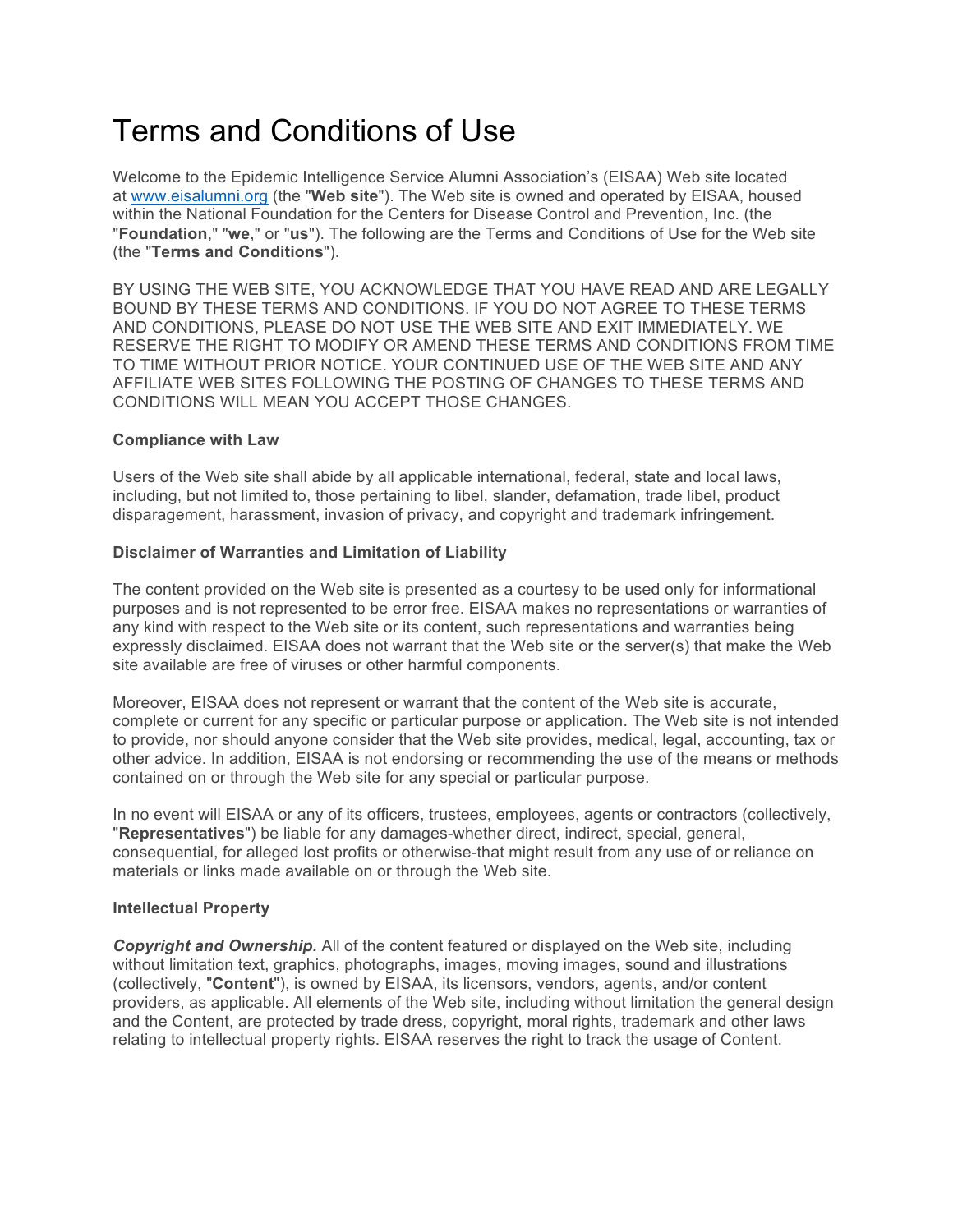# Terms and Conditions of Use

Welcome to the Epidemic Intelligence Service Alumni Association's (EISAA) Web site located at [www.eisalumni.org](http://www.eisalumni.org) (the "**Web site**"). The Web site is owned and operated by EISAA, housed within the National Foundation for the Centers for Disease Control and Prevention, Inc. (the "**Foundation**," "**we**," or "**us**"). The following are the Terms and Conditions of Use for the Web site (the "**Terms and Conditions**").

BY USING THE WEB SITE, YOU ACKNOWLEDGE THAT YOU HAVE READ AND ARE LEGALLY BOUND BY THESE TERMS AND CONDITIONS. IF YOU DO NOT AGREE TO THESE TERMS AND CONDITIONS, PLEASE DO NOT USE THE WEB SITE AND EXIT IMMEDIATELY. WE RESERVE THE RIGHT TO MODIFY OR AMEND THESE TERMS AND CONDITIONS FROM TIME TO TIME WITHOUT PRIOR NOTICE. YOUR CONTINUED USE OF THE WEB SITE AND ANY AFFILIATE WEB SITES FOLLOWING THE POSTING OF CHANGES TO THESE TERMS AND CONDITIONS WILL MEAN YOU ACCEPT THOSE CHANGES.

**Compliance with Law**

Users of the Web site shall abide by all applicable international, federal, state and local laws, including, but not limited to, those pertaining to libel, slander, defamation, trade libel, product disparagement, harassment, invasion of privacy, and copyright and trademark infringement.

**Disclaimer of Warranties and Limitation of Liability**

The content provided on the Web site is presented as a courtesy to be used only for informational purposes and is not represented to be error free. EISAA makes no representations or warranties of any kind with respect to the Web site or its content, such representations and warranties being expressly disclaimed. EISAA does not warrant that the Web site or the server(s) that make the Web site available are free of viruses or other harmful components.

Moreover, EISAA does not represent or warrant that the content of the Web site is accurate, complete or current for any specific or particular purpose or application. The Web site is not intended to provide, nor should anyone consider that the Web site provides, medical, legal, accounting, tax or other advice. In addition, EISAA is not endorsing or recommending the use of the means or methods contained on or through the Web site for any special or particular purpose.

In no event will EISAA or any of its officers, trustees, employees, agents or contractors (collectively, "**Representatives**") be liable for any damages-whether direct, indirect, special, general, consequential, for alleged lost profits or otherwise-that might result from any use of or reliance on materials or links made available on or through the Web site.

**Intellectual Property**

***Copyright and Ownership.*** All of the content featured or displayed on the Web site, including without limitation text, graphics, photographs, images, moving images, sound and illustrations (collectively, "**Content**"), is owned by EISAA, its licensors, vendors, agents, and/or content providers, as applicable. All elements of the Web site, including without limitation the general design and the Content, are protected by trade dress, copyright, moral rights, trademark and other laws relating to intellectual property rights. EISAA reserves the right to track the usage of Content.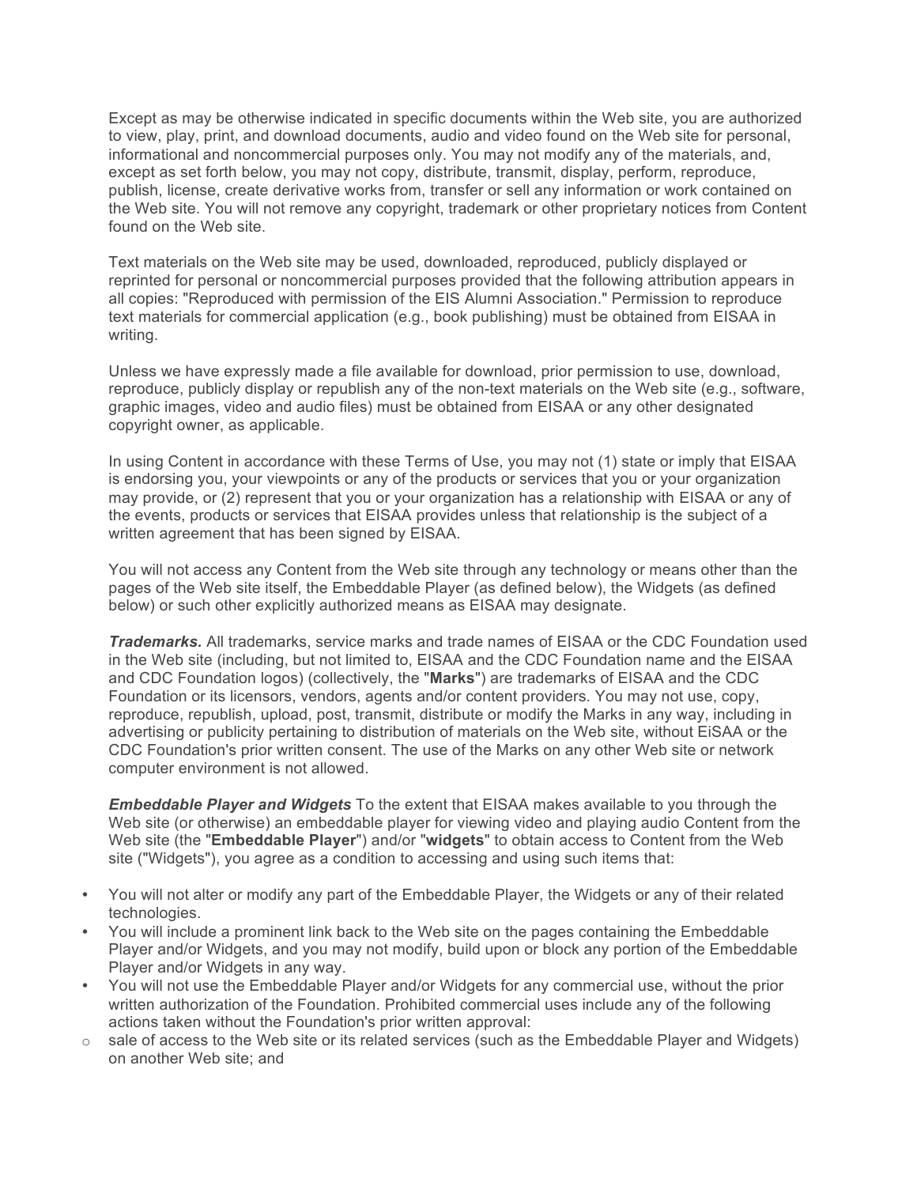Except as may be otherwise indicated in specific documents within the Web site, you are authorized to view, play, print, and download documents, audio and video found on the Web site for personal, informational and noncommercial purposes only. You may not modify any of the materials, and, except as set forth below, you may not copy, distribute, transmit, display, perform, reproduce, publish, license, create derivative works from, transfer or sell any information or work contained on the Web site. You will not remove any copyright, trademark or other proprietary notices from Content found on the Web site.

Text materials on the Web site may be used, downloaded, reproduced, publicly displayed or reprinted for personal or noncommercial purposes provided that the following attribution appears in all copies: "Reproduced with permission of the EIS Alumni Association." Permission to reproduce text materials for commercial application (e.g., book publishing) must be obtained from EISAA in writing.

Unless we have expressly made a file available for download, prior permission to use, download, reproduce, publicly display or republish any of the non-text materials on the Web site (e.g., software, graphic images, video and audio files) must be obtained from EISAA or any other designated copyright owner, as applicable.

In using Content in accordance with these Terms of Use, you may not (1) state or imply that EISAA is endorsing you, your viewpoints or any of the products or services that you or your organization may provide, or (2) represent that you or your organization has a relationship with EISAA or any of the events, products or services that EISAA provides unless that relationship is the subject of a written agreement that has been signed by EISAA.

You will not access any Content from the Web site through any technology or means other than the pages of the Web site itself, the Embeddable Player (as defined below), the Widgets (as defined below) or such other explicitly authorized means as EISAA may designate.

***Trademarks.*** All trademarks, service marks and trade names of EISAA or the CDC Foundation used in the Web site (including, but not limited to, EISAA and the CDC Foundation name and the EISAA and CDC Foundation logos) (collectively, the "**Marks**") are trademarks of EISAA and the CDC Foundation or its licensors, vendors, agents and/or content providers. You may not use, copy, reproduce, republish, upload, post, transmit, distribute or modify the Marks in any way, including in advertising or publicity pertaining to distribution of materials on the Web site, without EiSAA or the CDC Foundation's prior written consent. The use of the Marks on any other Web site or network computer environment is not allowed.

***Embeddable Player and Widgets*** To the extent that EISAA makes available to you through the Web site (or otherwise) an embeddable player for viewing video and playing audio Content from the Web site (the "**Embeddable Player**") and/or "**widgets**" to obtain access to Content from the Web site ("Widgets"), you agree as a condition to accessing and using such items that:

- You will not alter or modify any part of the Embeddable Player, the Widgets or any of their related technologies.
- You will include a prominent link back to the Web site on the pages containing the Embeddable Player and/or Widgets, and you may not modify, build upon or block any portion of the Embeddable Player and/or Widgets in any way.
- You will not use the Embeddable Player and/or Widgets for any commercial use, without the prior written authorization of the Foundation. Prohibited commercial uses include any of the following actions taken without the Foundation's prior written approval:
  - sale of access to the Web site or its related services (such as the Embeddable Player and Widgets) on another Web site; and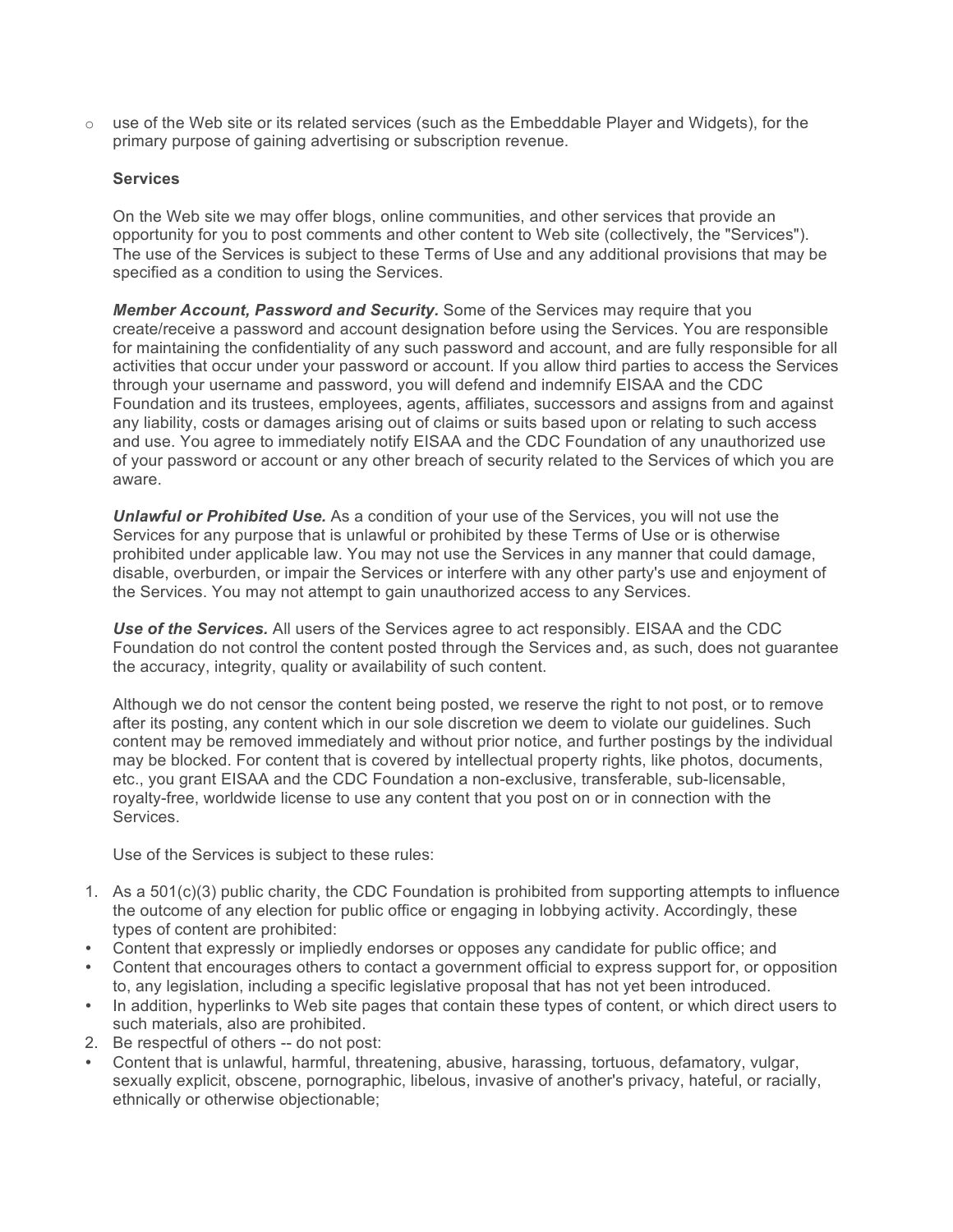- use of the Web site or its related services (such as the Embeddable Player and Widgets), for the primary purpose of gaining advertising or subscription revenue.

**Services**

On the Web site we may offer blogs, online communities, and other services that provide an opportunity for you to post comments and other content to Web site (collectively, the "Services"). The use of the Services is subject to these Terms of Use and any additional provisions that may be specified as a condition to using the Services.

***Member Account, Password and Security.*** Some of the Services may require that you create/receive a password and account designation before using the Services. You are responsible for maintaining the confidentiality of any such password and account, and are fully responsible for all activities that occur under your password or account. If you allow third parties to access the Services through your username and password, you will defend and indemnify EISAA and the CDC Foundation and its trustees, employees, agents, affiliates, successors and assigns from and against any liability, costs or damages arising out of claims or suits based upon or relating to such access and use. You agree to immediately notify EISAA and the CDC Foundation of any unauthorized use of your password or account or any other breach of security related to the Services of which you are aware.

***Unlawful or Prohibited Use.*** As a condition of your use of the Services, you will not use the Services for any purpose that is unlawful or prohibited by these Terms of Use or is otherwise prohibited under applicable law. You may not use the Services in any manner that could damage, disable, overburden, or impair the Services or interfere with any other party's use and enjoyment of the Services. You may not attempt to gain unauthorized access to any Services.

***Use of the Services.*** All users of the Services agree to act responsibly. EISAA and the CDC Foundation do not control the content posted through the Services and, as such, does not guarantee the accuracy, integrity, quality or availability of such content.

Although we do not censor the content being posted, we reserve the right to not post, or to remove after its posting, any content which in our sole discretion we deem to violate our guidelines. Such content may be removed immediately and without prior notice, and further postings by the individual may be blocked. For content that is covered by intellectual property rights, like photos, documents, etc., you grant EISAA and the CDC Foundation a non-exclusive, transferable, sub-licensable, royalty-free, worldwide license to use any content that you post on or in connection with the Services.

Use of the Services is subject to these rules:

1. As a 501(c)(3) public charity, the CDC Foundation is prohibited from supporting attempts to influence the outcome of any election for public office or engaging in lobbying activity. Accordingly, these types of content are prohibited:

- Content that expressly or impliedly endorses or opposes any candidate for public office; and
- Content that encourages others to contact a government official to express support for, or opposition to, any legislation, including a specific legislative proposal that has not yet been introduced.
- In addition, hyperlinks to Web site pages that contain these types of content, or which direct users to such materials, also are prohibited.

2. Be respectful of others -- do not post:

- Content that is unlawful, harmful, threatening, abusive, harassing, tortuous, defamatory, vulgar, sexually explicit, obscene, pornographic, libelous, invasive of another's privacy, hateful, or racially, ethnically or otherwise objectionable;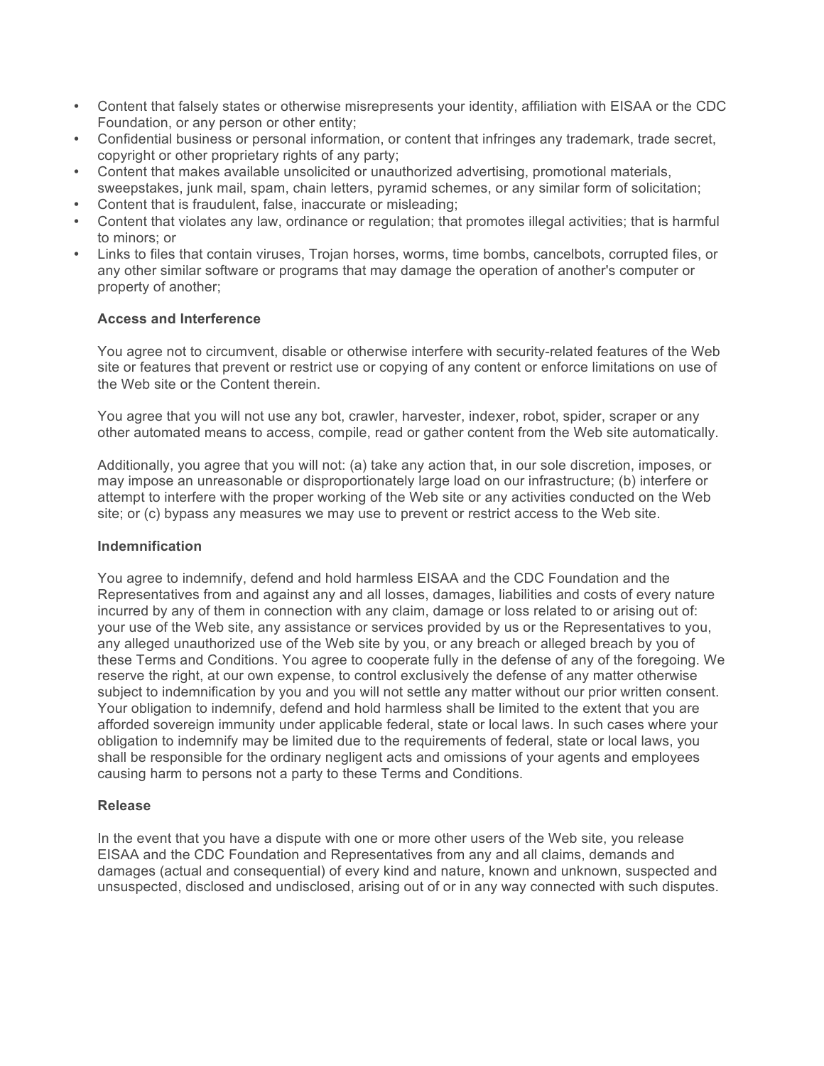- Content that falsely states or otherwise misrepresents your identity, affiliation with EISAA or the CDC Foundation, or any person or other entity;
- Confidential business or personal information, or content that infringes any trademark, trade secret, copyright or other proprietary rights of any party;
- Content that makes available unsolicited or unauthorized advertising, promotional materials, sweepstakes, junk mail, spam, chain letters, pyramid schemes, or any similar form of solicitation;
- Content that is fraudulent, false, inaccurate or misleading;
- Content that violates any law, ordinance or regulation; that promotes illegal activities; that is harmful to minors; or
- Links to files that contain viruses, Trojan horses, worms, time bombs, cancelbots, corrupted files, or any other similar software or programs that may damage the operation of another's computer or property of another;

**Access and Interference**

You agree not to circumvent, disable or otherwise interfere with security-related features of the Web site or features that prevent or restrict use or copying of any content or enforce limitations on use of the Web site or the Content therein.

You agree that you will not use any bot, crawler, harvester, indexer, robot, spider, scraper or any other automated means to access, compile, read or gather content from the Web site automatically.

Additionally, you agree that you will not: (a) take any action that, in our sole discretion, imposes, or may impose an unreasonable or disproportionately large load on our infrastructure; (b) interfere or attempt to interfere with the proper working of the Web site or any activities conducted on the Web site; or (c) bypass any measures we may use to prevent or restrict access to the Web site.

**Indemnification**

You agree to indemnify, defend and hold harmless EISAA and the CDC Foundation and the Representatives from and against any and all losses, damages, liabilities and costs of every nature incurred by any of them in connection with any claim, damage or loss related to or arising out of: your use of the Web site, any assistance or services provided by us or the Representatives to you, any alleged unauthorized use of the Web site by you, or any breach or alleged breach by you of these Terms and Conditions. You agree to cooperate fully in the defense of any of the foregoing. We reserve the right, at our own expense, to control exclusively the defense of any matter otherwise subject to indemnification by you and you will not settle any matter without our prior written consent. Your obligation to indemnify, defend and hold harmless shall be limited to the extent that you are afforded sovereign immunity under applicable federal, state or local laws. In such cases where your obligation to indemnify may be limited due to the requirements of federal, state or local laws, you shall be responsible for the ordinary negligent acts and omissions of your agents and employees causing harm to persons not a party to these Terms and Conditions.

**Release**

In the event that you have a dispute with one or more other users of the Web site, you release EISAA and the CDC Foundation and Representatives from any and all claims, demands and damages (actual and consequential) of every kind and nature, known and unknown, suspected and unsuspected, disclosed and undisclosed, arising out of or in any way connected with such disputes.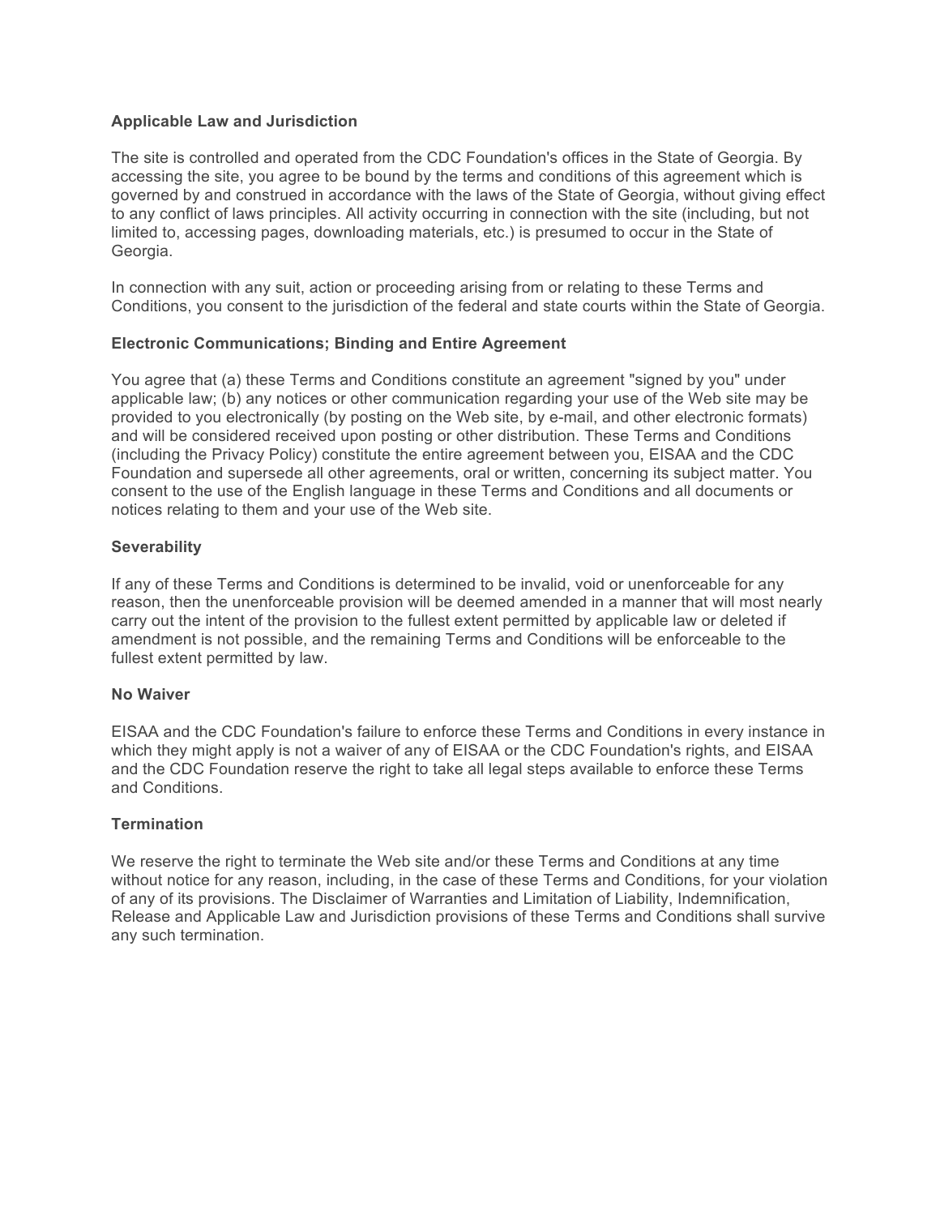**Applicable Law and Jurisdiction**

The site is controlled and operated from the CDC Foundation's offices in the State of Georgia. By accessing the site, you agree to be bound by the terms and conditions of this agreement which is governed by and construed in accordance with the laws of the State of Georgia, without giving effect to any conflict of laws principles. All activity occurring in connection with the site (including, but not limited to, accessing pages, downloading materials, etc.) is presumed to occur in the State of Georgia.

In connection with any suit, action or proceeding arising from or relating to these Terms and Conditions, you consent to the jurisdiction of the federal and state courts within the State of Georgia.

**Electronic Communications; Binding and Entire Agreement**

You agree that (a) these Terms and Conditions constitute an agreement "signed by you" under applicable law; (b) any notices or other communication regarding your use of the Web site may be provided to you electronically (by posting on the Web site, by e-mail, and other electronic formats) and will be considered received upon posting or other distribution. These Terms and Conditions (including the Privacy Policy) constitute the entire agreement between you, EISAA and the CDC Foundation and supersede all other agreements, oral or written, concerning its subject matter. You consent to the use of the English language in these Terms and Conditions and all documents or notices relating to them and your use of the Web site.

**Severability**

If any of these Terms and Conditions is determined to be invalid, void or unenforceable for any reason, then the unenforceable provision will be deemed amended in a manner that will most nearly carry out the intent of the provision to the fullest extent permitted by applicable law or deleted if amendment is not possible, and the remaining Terms and Conditions will be enforceable to the fullest extent permitted by law.

**No Waiver**

EISAA and the CDC Foundation's failure to enforce these Terms and Conditions in every instance in which they might apply is not a waiver of any of EISAA or the CDC Foundation's rights, and EISAA and the CDC Foundation reserve the right to take all legal steps available to enforce these Terms and Conditions.

**Termination**

We reserve the right to terminate the Web site and/or these Terms and Conditions at any time without notice for any reason, including, in the case of these Terms and Conditions, for your violation of any of its provisions. The Disclaimer of Warranties and Limitation of Liability, Indemnification, Release and Applicable Law and Jurisdiction provisions of these Terms and Conditions shall survive any such termination.